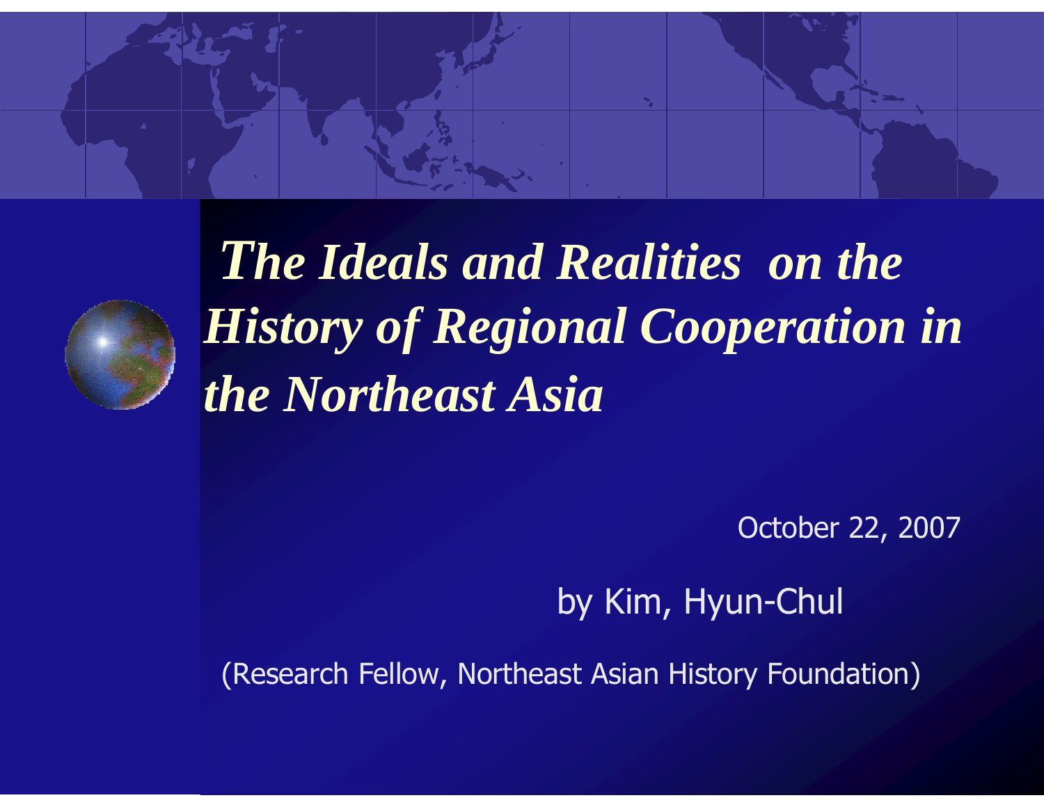# *The Ideals and Realities on the History of Regional Cooperation in the Northeast Asia*

October 22, 2007

by Kim, Hyun-Chul

(Research Fellow, Northeast Asian History Foundation)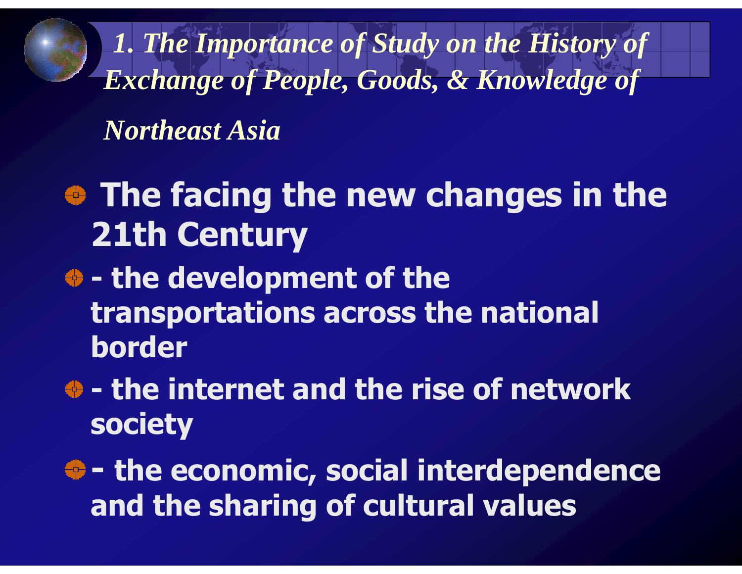## *1. The Importance of Study on the History of Exchange of People, Goods, & Knowledge of Northeast Asia*

- **The facing the new changes in the 21th Century**
- **- the development of the transportations across the national border**
- **- the internet and the rise of network society**
- **- the economic, social interdependence and the sharing of cultural values**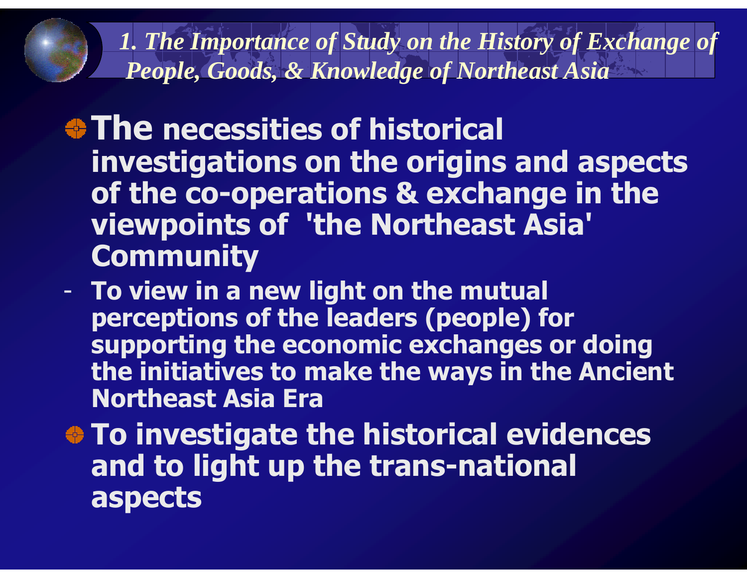## *1. The Importance of Study on the History of Exchange of People, Goods, & Knowledge of Northeast Asia*

- **The necessities of historical investigations on the origins and aspects of the co-operations & exchange in the viewpoints of 'the Northeast Asia' Community**
  - **To view in a new light on the mutual perceptions of the leaders (people) for supporting the economic exchanges or doing the initiatives to make the ways in the Ancient Northeast Asia Era**
- **To investigate the historical evidences and to light up the trans-national aspects**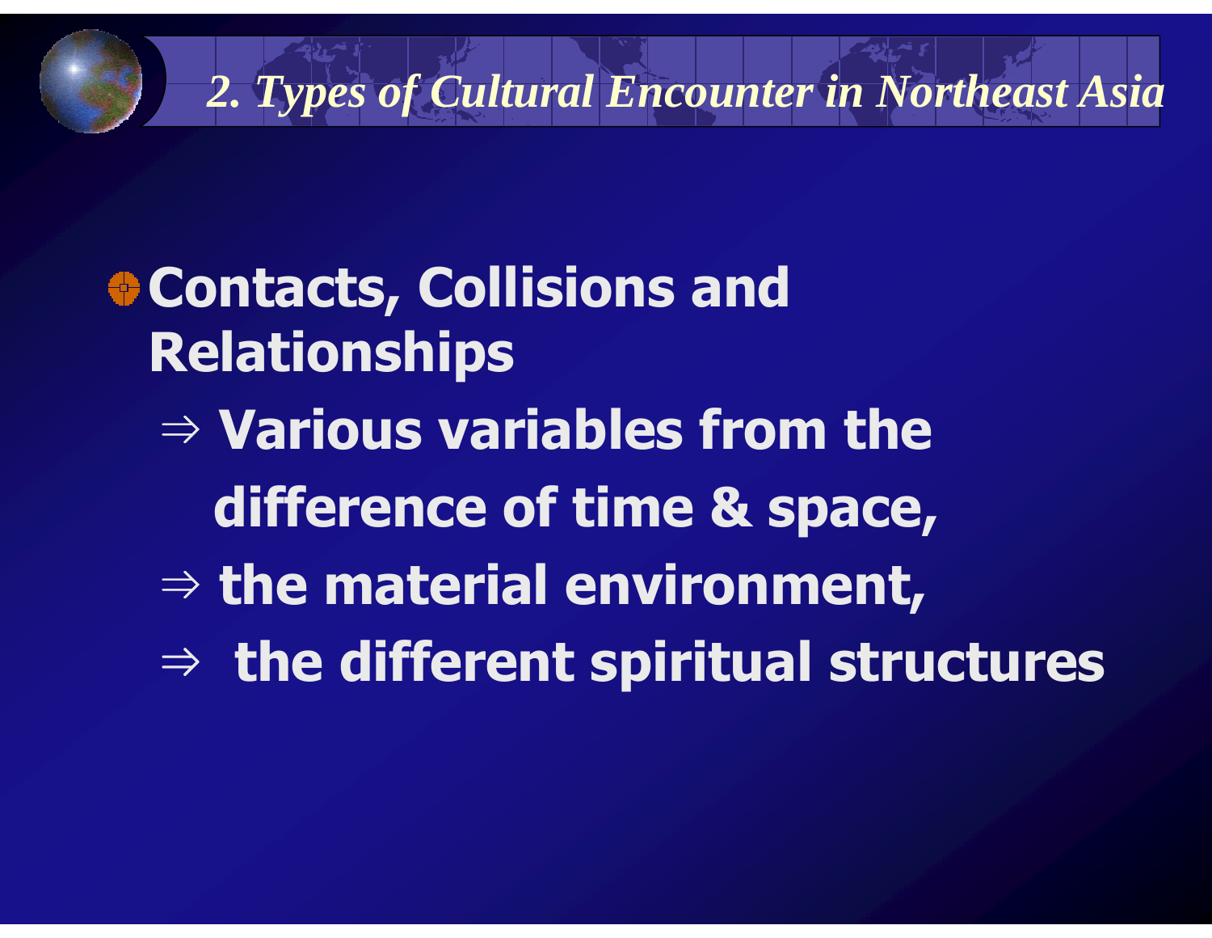## *2. Types of Cultural Encounter in Northeast Asia*

- **Contacts, Collisions and Relationships**
  - ⇒ **Various variables from the difference of time & space,**
  - ⇒ **the material environment,**
  - ⇒ **the different spiritual structures**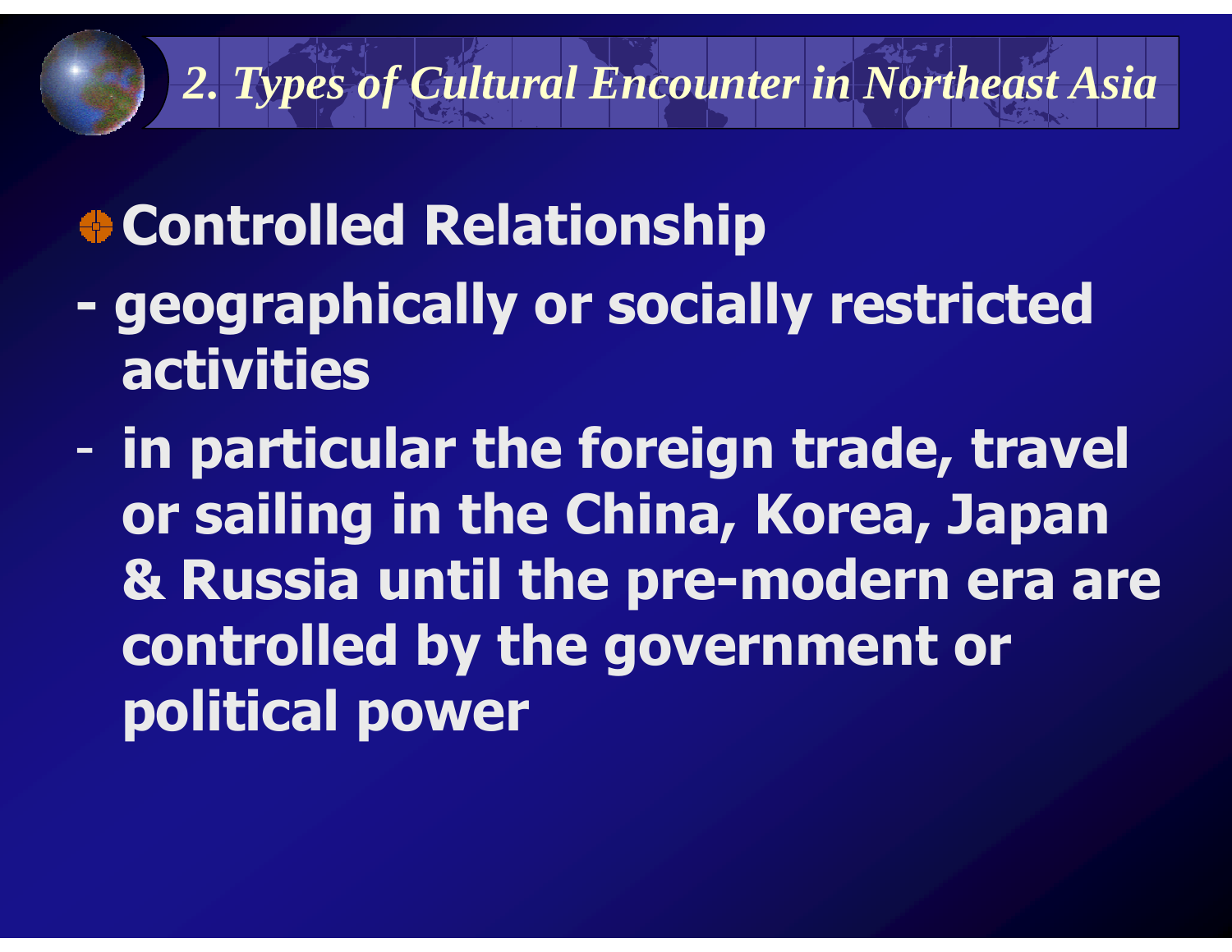## 2. Types of Cultural Encounter in Northeast Asia

- **Controlled Relationship**

**- geographically or socially restricted activities**

**- in particular the foreign trade, travel or sailing in the China, Korea, Japan & Russia until the pre-modern era are controlled by the government or political power**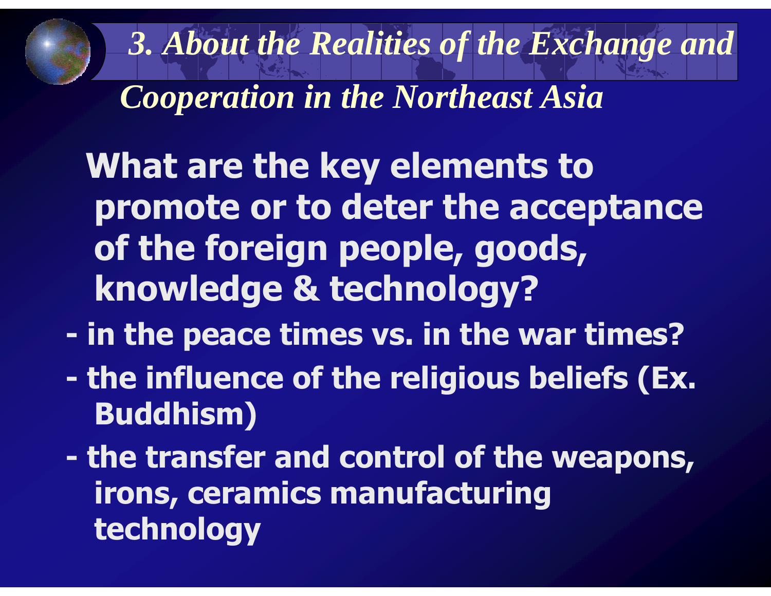## *3. About the Realities of the Exchange and Cooperation in the Northeast Asia*

**What are the key elements to promote or to deter the acceptance of the foreign people, goods, knowledge & technology?**

- **in the peace times vs. in the war times?**
- **the influence of the religious beliefs (Ex. Buddhism)**
- **the transfer and control of the weapons, irons, ceramics manufacturing technology**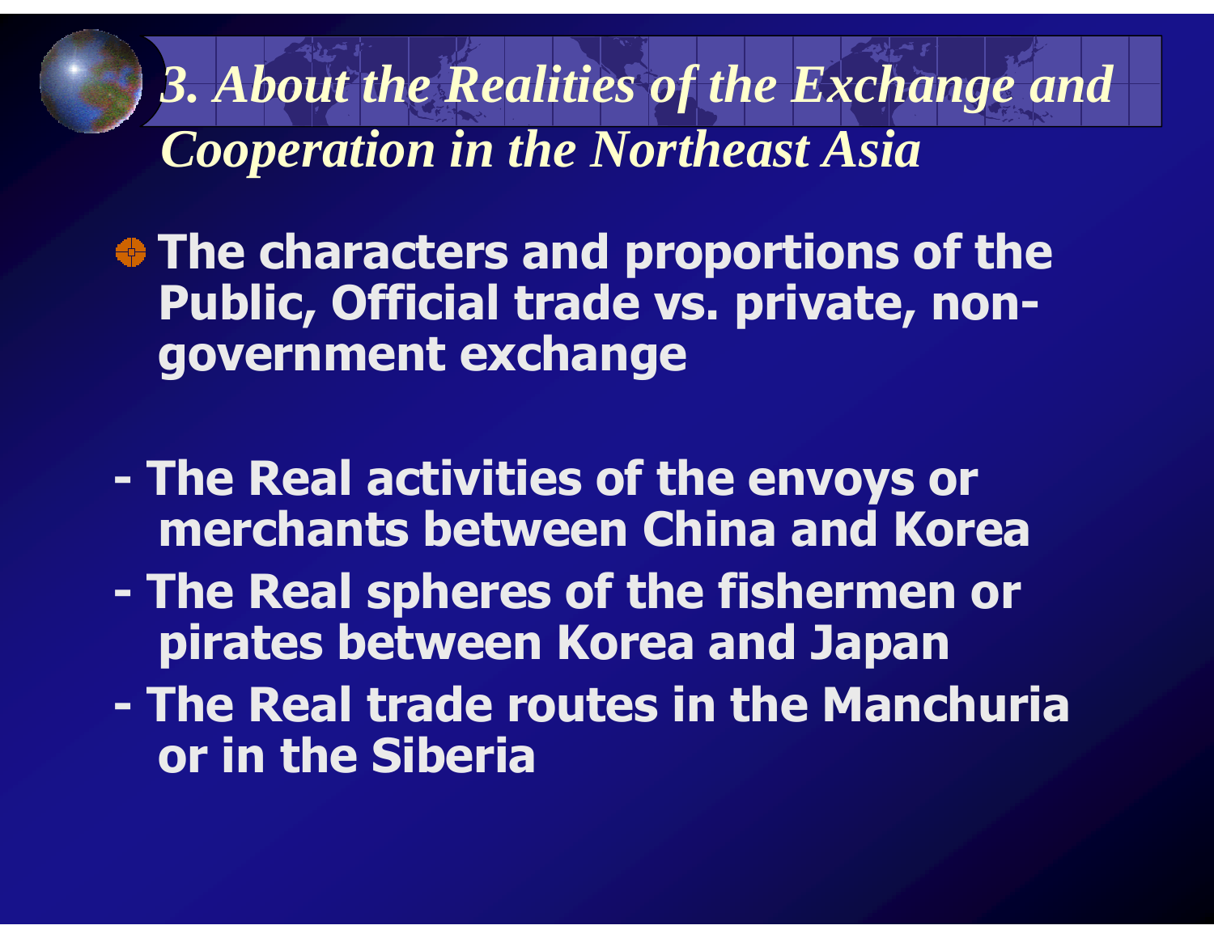# *3. About the Realities of the Exchange and Cooperation in the Northeast Asia*

- **The characters and proportions of the Public, Official trade vs. private, non-government exchange**

- **The Real activities of the envoys or merchants between China and Korea**
- **The Real spheres of the fishermen or pirates between Korea and Japan**
- **The Real trade routes in the Manchuria or in the Siberia**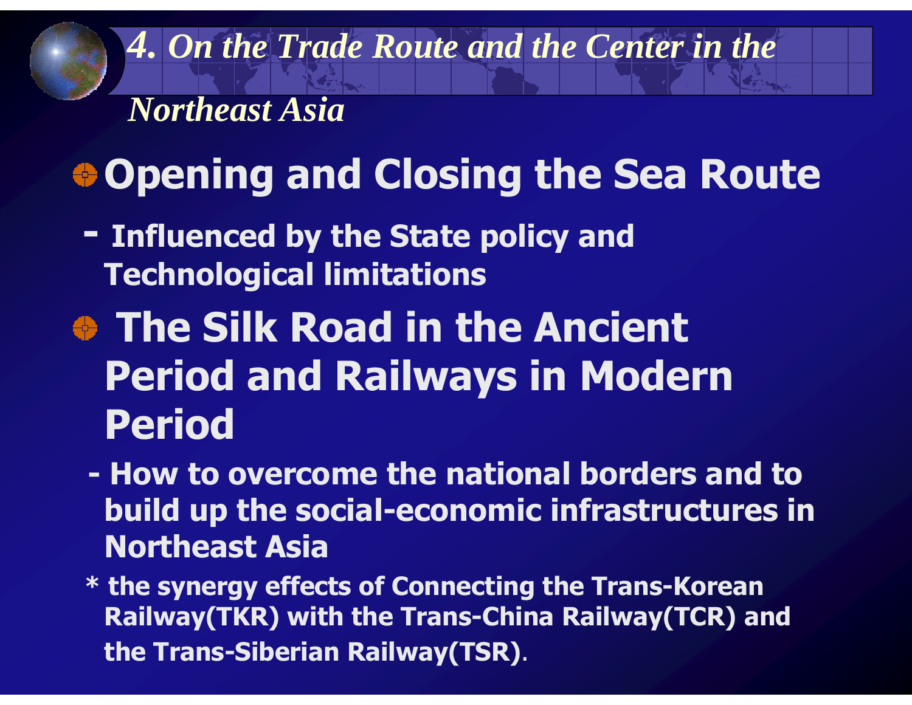# *4. On the Trade Route and the Center in the Northeast Asia*

## Opening and Closing the Sea Route

- Influenced by the State policy and Technological limitations

## The Silk Road in the Ancient Period and Railways in Modern Period

- How to overcome the national borders and to build up the social-economic infrastructures in Northeast Asia

\* the synergy effects of Connecting the Trans-Korean Railway(TKR) with the Trans-China Railway(TCR) and the Trans-Siberian Railway(TSR).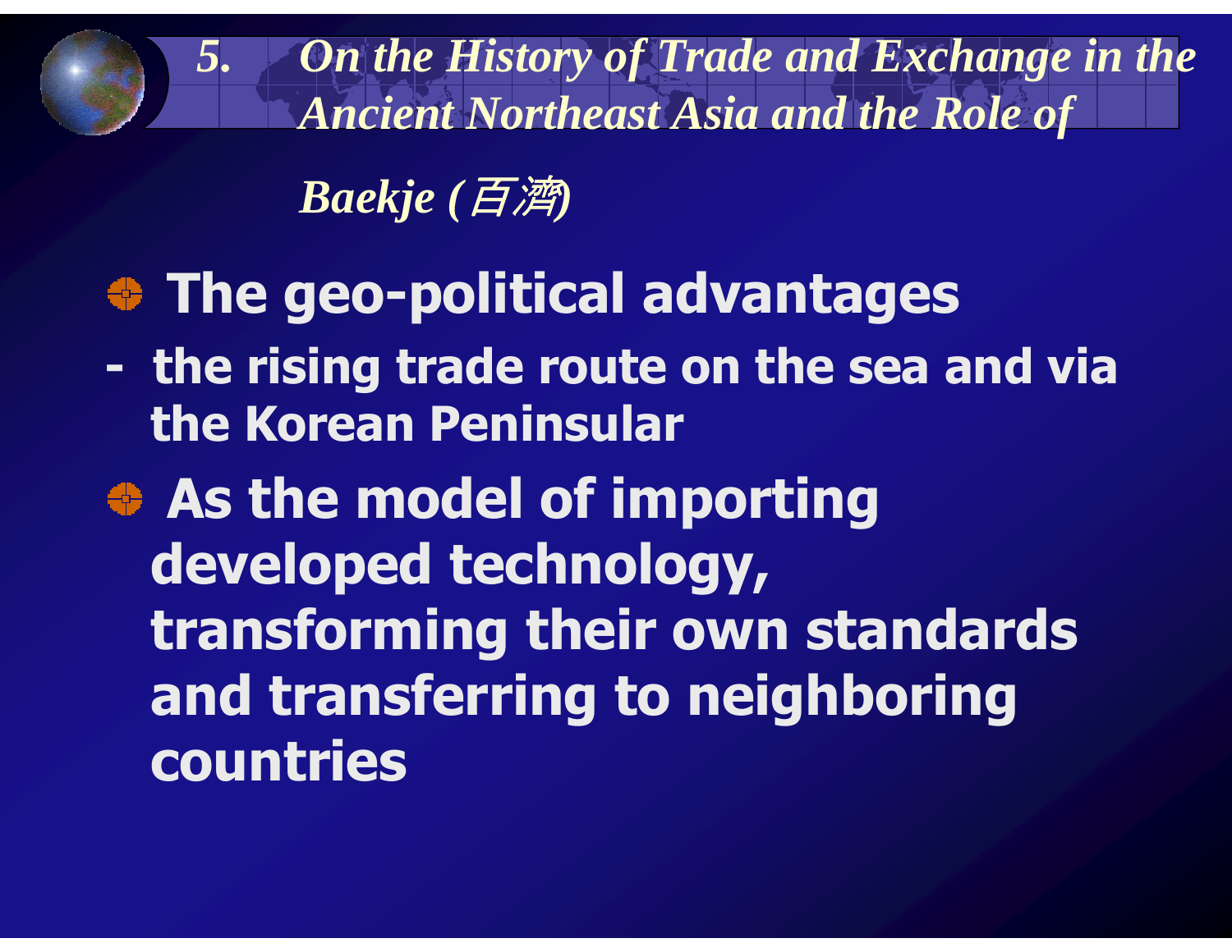## *5. On the History of Trade and Exchange in the Ancient Northeast Asia and the Role of Baekje (百濟)*

- **The geo-political advantages**

  **- the rising trade route on the sea and via the Korean Peninsular**

- **As the model of importing developed technology, transforming their own standards and transferring to neighboring countries**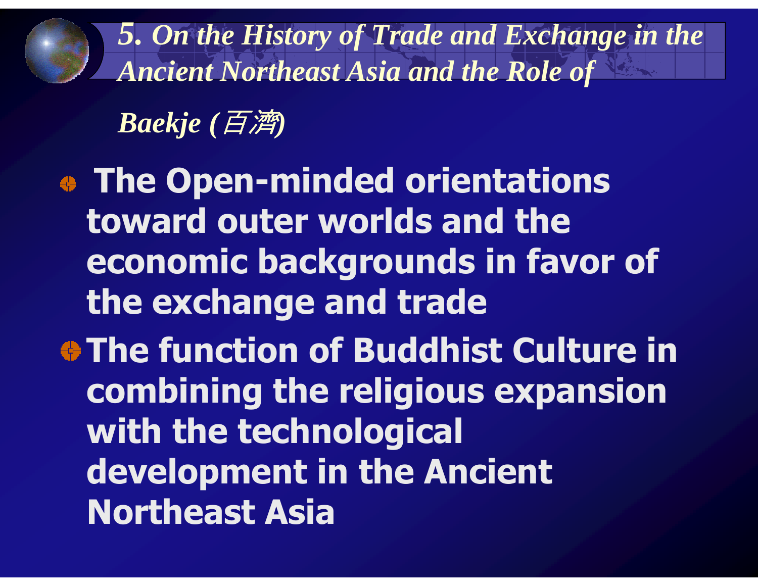## *5. On the History of Trade and Exchange in the Ancient Northeast Asia and the Role of Baekje (百濟)*

- **The Open-minded orientations toward outer worlds and the economic backgrounds in favor of the exchange and trade**
- **The function of Buddhist Culture in combining the religious expansion with the technological development in the Ancient Northeast Asia**